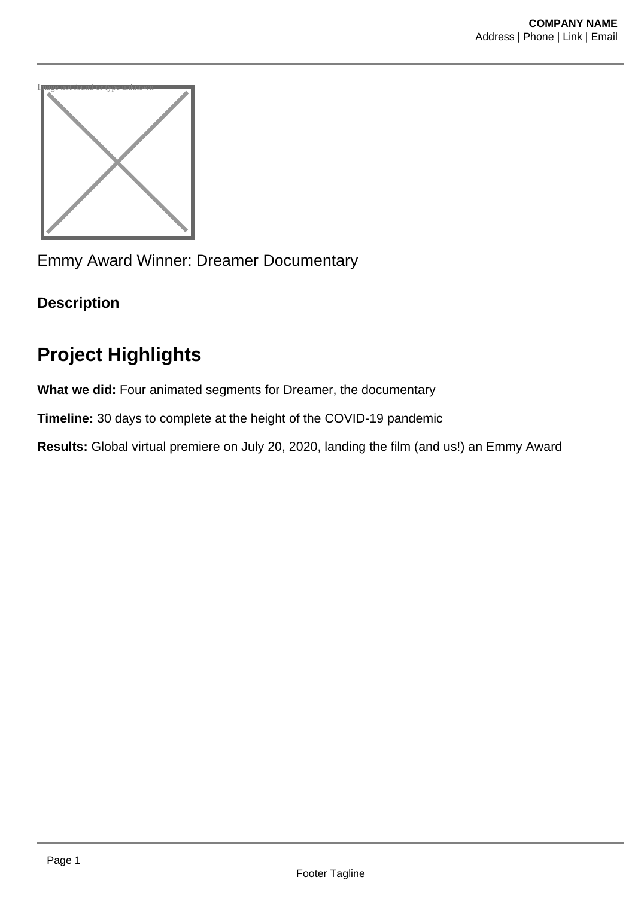Emmy Award Winner: Dreamer Documentary

**Description**

## Project Highlights

**What we did:** Four animated segments for Dreamer, the documentary

**Timeline:** 30 days to complete at the height of the COVID-19 pandemic

**Results:** Global virtual premiere on July 20, 2020, landing the film (and us!) an Emmy Award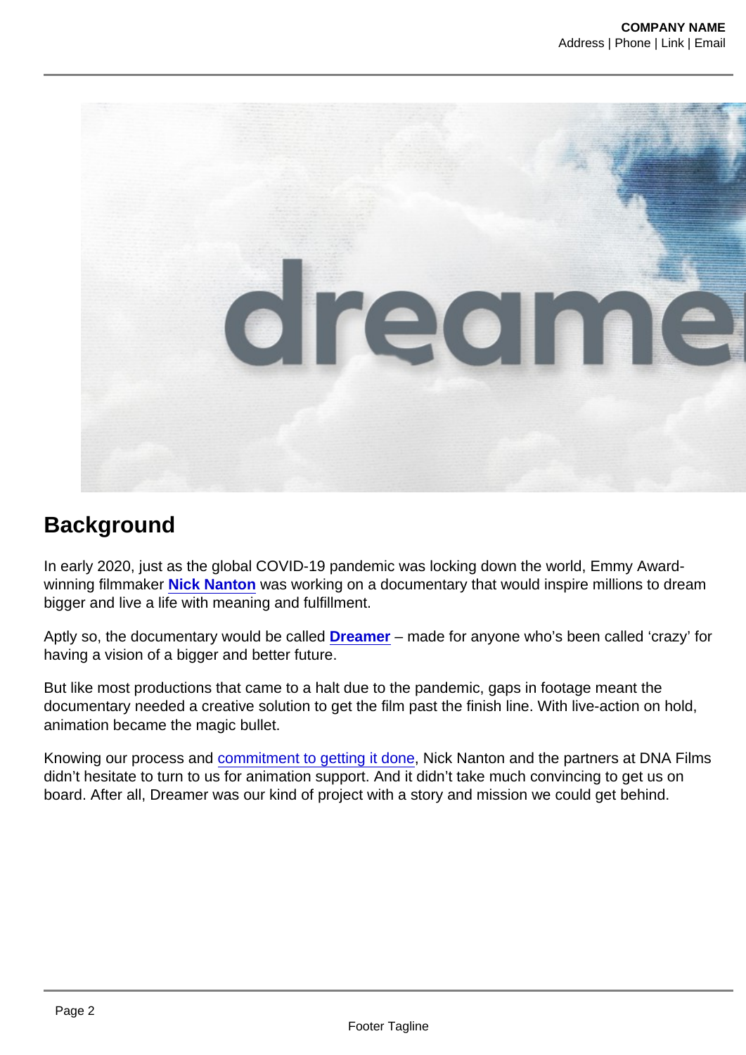## Background

In early 2020, just as the global COVID-19 pandemic was locking down the world, Emmy Award-winning filmmaker **Nick Nanton** was working on a documentary that would inspire millions to dream bigger and live a life with meaning and fulfillment.

Aptly so, the documentary would be called **Dreamer** – made for anyone who's been called 'crazy' for having a vision of a bigger and better future.

But like most productions that came to a halt due to the pandemic, gaps in footage meant the documentary needed a creative solution to get the film past the finish line. With live-action on hold, animation became the magic bullet.

Knowing our process and commitment to getting it done, Nick Nanton and the partners at DNA Films didn't hesitate to turn to us for animation support. And it didn't take much convincing to get us on board. After all, Dreamer was our kind of project with a story and mission we could get behind.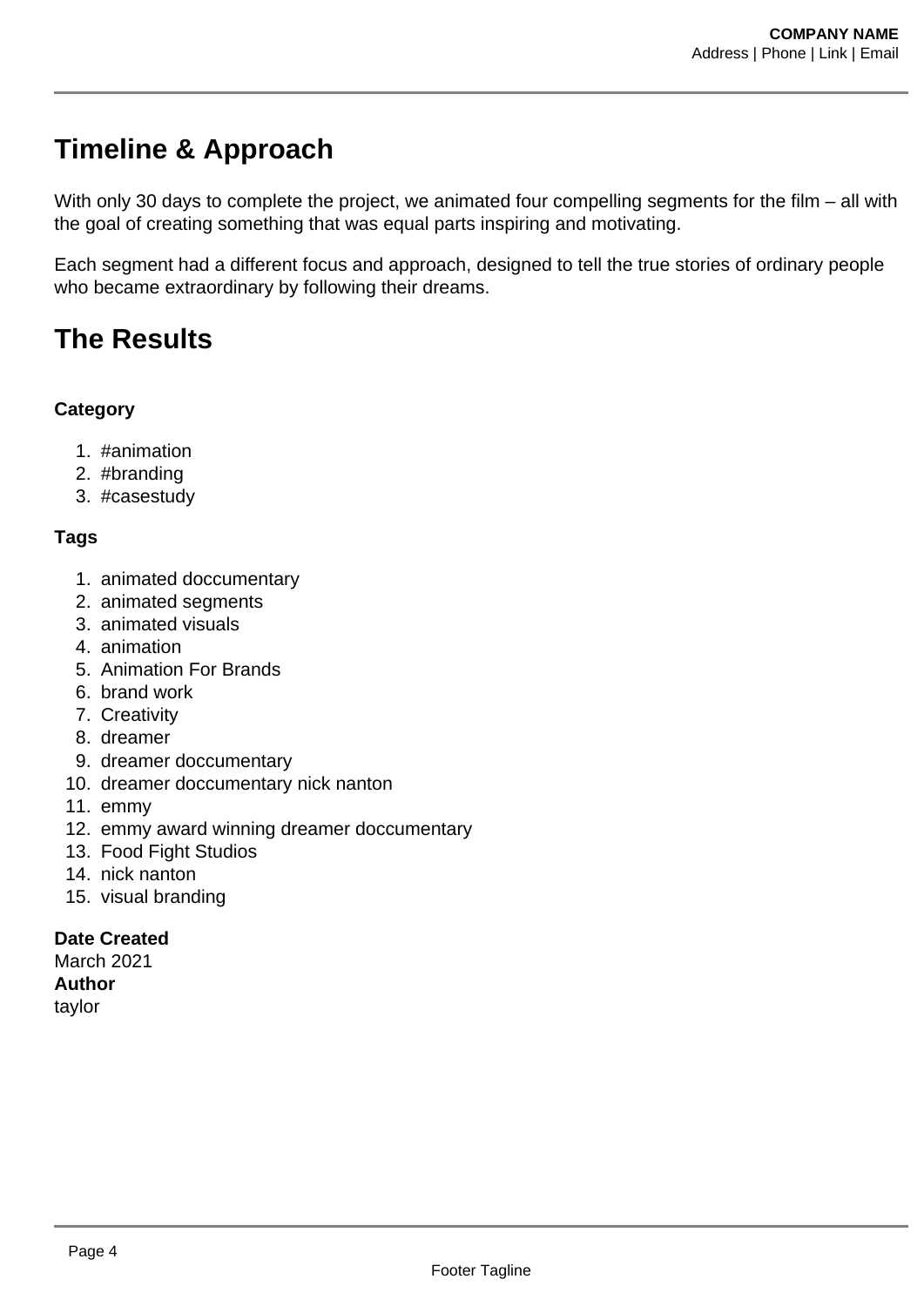## Timeline & Approach

With only 30 days to complete the project, we animated four compelling segments for the film – all with the goal of creating something that was equal parts inspiring and motivating.

Each segment had a different focus and approach, designed to tell the true stories of ordinary people who became extraordinary by following their dreams.

## The Results

**Category**

1. #animation
2. #branding
3. #casestudy

**Tags**

1. animated doccumentary
2. animated segments
3. animated visuals
4. animation
5. Animation For Brands
6. brand work
7. Creativity
8. dreamer
9. dreamer doccumentary
10. dreamer doccumentary nick nanton
11. emmy
12. emmy award winning dreamer doccumentary
13. Food Fight Studios
14. nick nanton
15. visual branding

**Date Created**
March 2021
**Author**
taylor